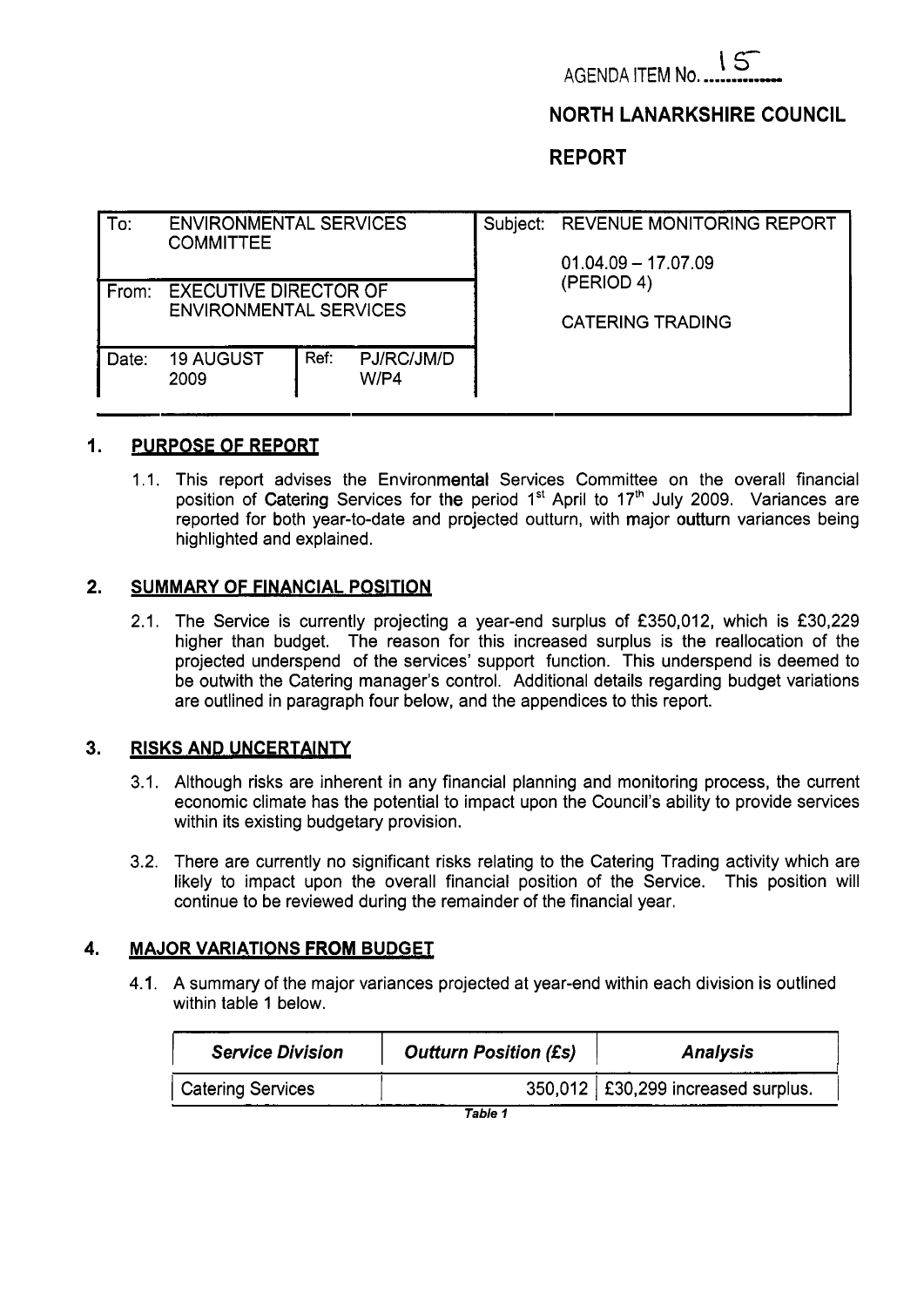AGENDA ITEM No. 15

**NORTH LANARKSHIRE COUNCIL**

**REPORT**

| To: | ENVIRONMENTAL SERVICES COMMITTEE | | | Subject: REVENUE MONITORING REPORT |
|---|---|---|---|---|
| From: | EXECUTIVE DIRECTOR OF ENVIRONMENTAL SERVICES | | | 01.04.09 – 17.07.09 (PERIOD 4) |
| Date: | 19 AUGUST 2009 | Ref: | PJ/RC/JM/DW/P4 | CATERING TRADING |

## 1. PURPOSE OF REPORT

1.1. This report advises the Environmental Services Committee on the overall financial position of Catering Services for the period 1st April to 17th July 2009. Variances are reported for both year-to-date and projected outturn, with major outturn variances being highlighted and explained.

## 2. SUMMARY OF FINANCIAL POSITION

2.1. The Service is currently projecting a year-end surplus of £350,012, which is £30,229 higher than budget. The reason for this increased surplus is the reallocation of the projected underspend of the services' support function. This underspend is deemed to be outwith the Catering manager's control. Additional details regarding budget variations are outlined in paragraph four below, and the appendices to this report.

## 3. RISKS AND UNCERTAINTY

3.1. Although risks are inherent in any financial planning and monitoring process, the current economic climate has the potential to impact upon the Council's ability to provide services within its existing budgetary provision.

3.2. There are currently no significant risks relating to the Catering Trading activity which are likely to impact upon the overall financial position of the Service. This position will continue to be reviewed during the remainder of the financial year.

## 4. MAJOR VARIATIONS FROM BUDGET

4.1. A summary of the major variances projected at year-end within each division is outlined within table 1 below.

| *Service Division* | *Outturn Position (£s)* | *Analysis* |
|---|---|---|
| Catering Services | 350,012 | £30,299 increased surplus. |

***Table 1***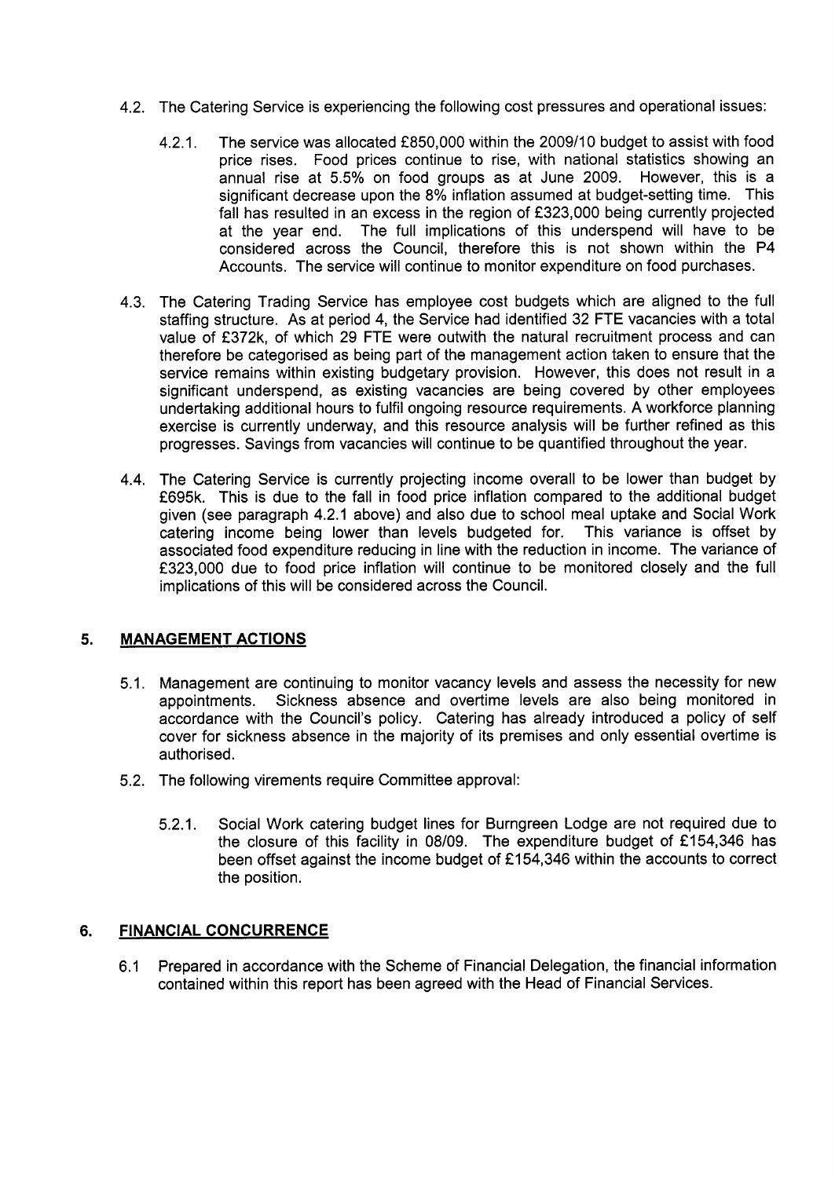4.2. The Catering Service is experiencing the following cost pressures and operational issues:

4.2.1. The service was allocated £850,000 within the 2009/10 budget to assist with food price rises. Food prices continue to rise, with national statistics showing an annual rise at 5.5% on food groups as at June 2009. However, this is a significant decrease upon the 8% inflation assumed at budget-setting time. This fall has resulted in an excess in the region of £323,000 being currently projected at the year end. The full implications of this underspend will have to be considered across the Council, therefore this is not shown within the P4 Accounts. The service will continue to monitor expenditure on food purchases.

4.3. The Catering Trading Service has employee cost budgets which are aligned to the full staffing structure. As at period 4, the Service had identified 32 FTE vacancies with a total value of £372k, of which 29 FTE were outwith the natural recruitment process and can therefore be categorised as being part of the management action taken to ensure that the service remains within existing budgetary provision. However, this does not result in a significant underspend, as existing vacancies are being covered by other employees undertaking additional hours to fulfil ongoing resource requirements. A workforce planning exercise is currently underway, and this resource analysis will be further refined as this progresses. Savings from vacancies will continue to be quantified throughout the year.

4.4. The Catering Service is currently projecting income overall to be lower than budget by £695k. This is due to the fall in food price inflation compared to the additional budget given (see paragraph 4.2.1 above) and also due to school meal uptake and Social Work catering income being lower than levels budgeted for. This variance is offset by associated food expenditure reducing in line with the reduction in income. The variance of £323,000 due to food price inflation will continue to be monitored closely and the full implications of this will be considered across the Council.

## 5. MANAGEMENT ACTIONS

5.1. Management are continuing to monitor vacancy levels and assess the necessity for new appointments. Sickness absence and overtime levels are also being monitored in accordance with the Council's policy. Catering has already introduced a policy of self cover for sickness absence in the majority of its premises and only essential overtime is authorised.

5.2. The following virements require Committee approval:

5.2.1. Social Work catering budget lines for Burngreen Lodge are not required due to the closure of this facility in 08/09. The expenditure budget of £154,346 has been offset against the income budget of £154,346 within the accounts to correct the position.

## 6. FINANCIAL CONCURRENCE

6.1 Prepared in accordance with the Scheme of Financial Delegation, the financial information contained within this report has been agreed with the Head of Financial Services.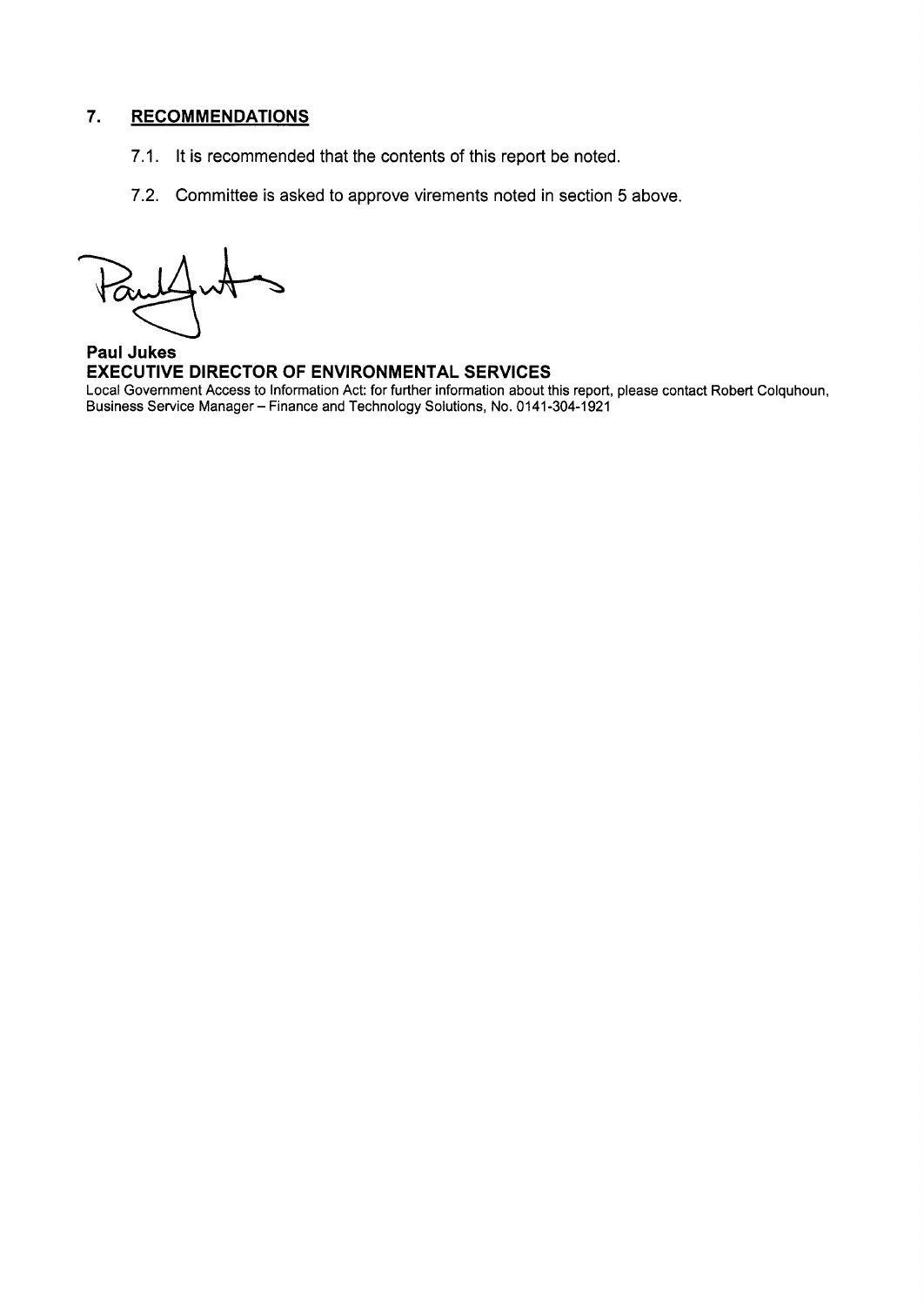## 7. RECOMMENDATIONS

7.1. It is recommended that the contents of this report be noted.

7.2. Committee is asked to approve virements noted in section 5 above.

**Paul Jukes**
**EXECUTIVE DIRECTOR OF ENVIRONMENTAL SERVICES**

Local Government Access to Information Act: for further information about this report, please contact Robert Colquhoun, Business Service Manager – Finance and Technology Solutions, No. 0141-304-1921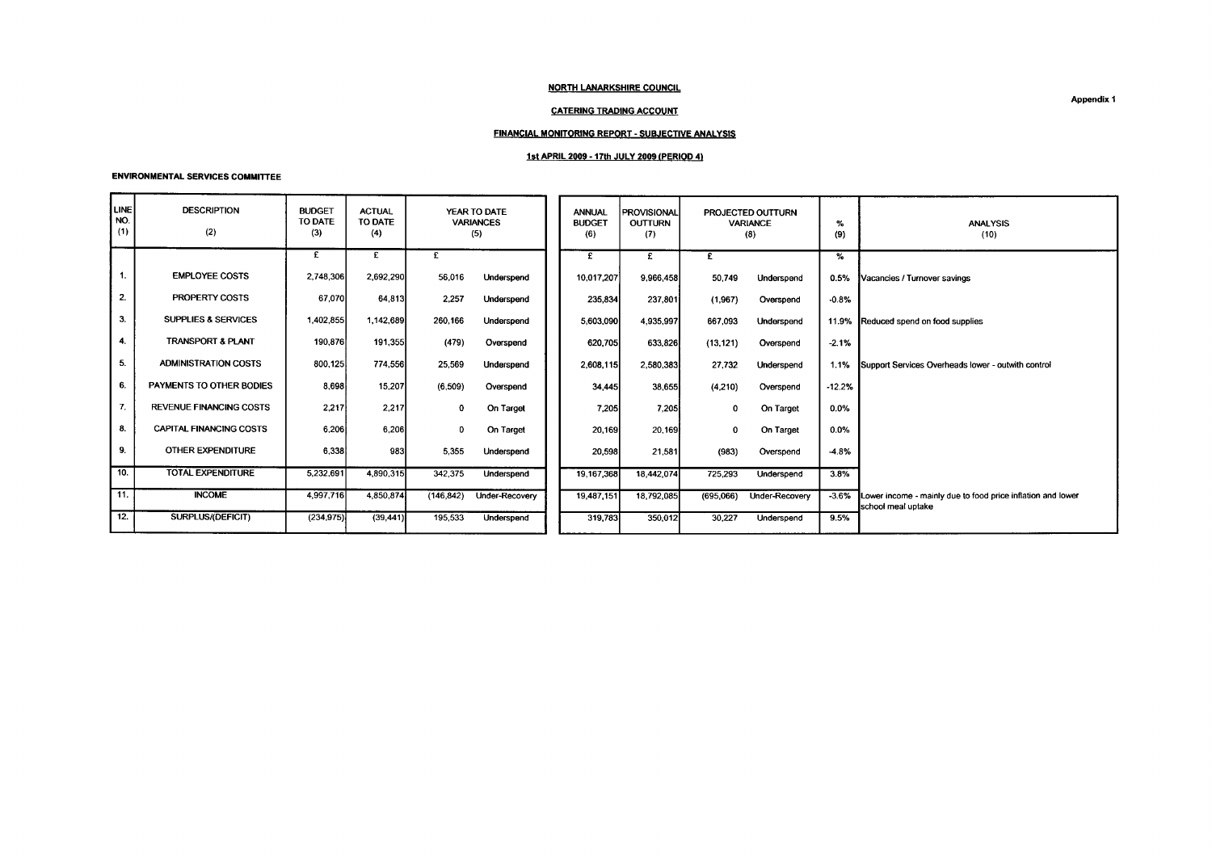**Appendix 1**

**NORTH LANARKSHIRE COUNCIL**

**CATERING TRADING ACCOUNT**

**FINANCIAL MONITORING REPORT - SUBJECTIVE ANALYSIS**

**1st APRIL 2009 - 17th JULY 2009 (PERIOD 4)**

**ENVIRONMENTAL SERVICES COMMITTEE**

| LINE NO. (1) | DESCRIPTION (2) | BUDGET TO DATE (3) | ACTUAL TO DATE (4) | YEAR TO DATE VARIANCES (5) | | ANNUAL BUDGET (6) | PROVISIONAL OUTTURN (7) | PROJECTED OUTTURN VARIANCE (8) | | % (9) | ANALYSIS (10) |
|---|---|---|---|---|---|---|---|---|---|---|---|
| | | £ | £ | £ | | £ | £ | £ | | % | |
| 1. | EMPLOYEE COSTS | 2,748,306 | 2,692,290 | 56,016 | Underspend | 10,017,207 | 9,966,458 | 50,749 | Underspend | 0.5% | Vacancies / Turnover savings |
| 2. | PROPERTY COSTS | 67,070 | 64,813 | 2,257 | Underspend | 235,834 | 237,801 | (1,967) | Overspend | -0.8% | |
| 3. | SUPPLIES & SERVICES | 1,402,855 | 1,142,689 | 260,166 | Underspend | 5,603,090 | 4,935,997 | 667,093 | Underspend | 11.9% | Reduced spend on food supplies |
| 4. | TRANSPORT & PLANT | 190,876 | 191,355 | (479) | Overspend | 620,705 | 633,826 | (13,121) | Overspend | -2.1% | |
| 5. | ADMINISTRATION COSTS | 800,125 | 774,556 | 25,569 | Underspend | 2,608,115 | 2,580,383 | 27,732 | Underspend | 1.1% | Support Services Overheads lower - outwith control |
| 6. | PAYMENTS TO OTHER BODIES | 8,698 | 15,207 | (6,509) | Overspend | 34,445 | 38,655 | (4,210) | Overspend | -12.2% | |
| 7. | REVENUE FINANCING COSTS | 2,217 | 2,217 | 0 | On Target | 7,205 | 7,205 | 0 | On Target | 0.0% | |
| 8. | CAPITAL FINANCING COSTS | 6,206 | 6,206 | 0 | On Target | 20,169 | 20,169 | 0 | On Target | 0.0% | |
| 9. | OTHER EXPENDITURE | 6,338 | 983 | 5,355 | Underspend | 20,598 | 21,581 | (983) | Overspend | -4.8% | |
| 10. | TOTAL EXPENDITURE | 5,232,691 | 4,890,315 | 342,375 | Underspend | 19,167,368 | 18,442,074 | 725,293 | Underspend | 3.8% | |
| 11. | INCOME | 4,997,716 | 4,850,874 | (146,842) | Under-Recovery | 19,487,151 | 18,792,085 | (695,066) | Under-Recovery | -3.6% | Lower income - mainly due to food price inflation and lower school meal uptake |
| 12. | SURPLUS/(DEFICIT) | (234,975) | (39,441) | 195,533 | Underspend | 319,783 | 350,012 | 30,227 | Underspend | 9.5% | |